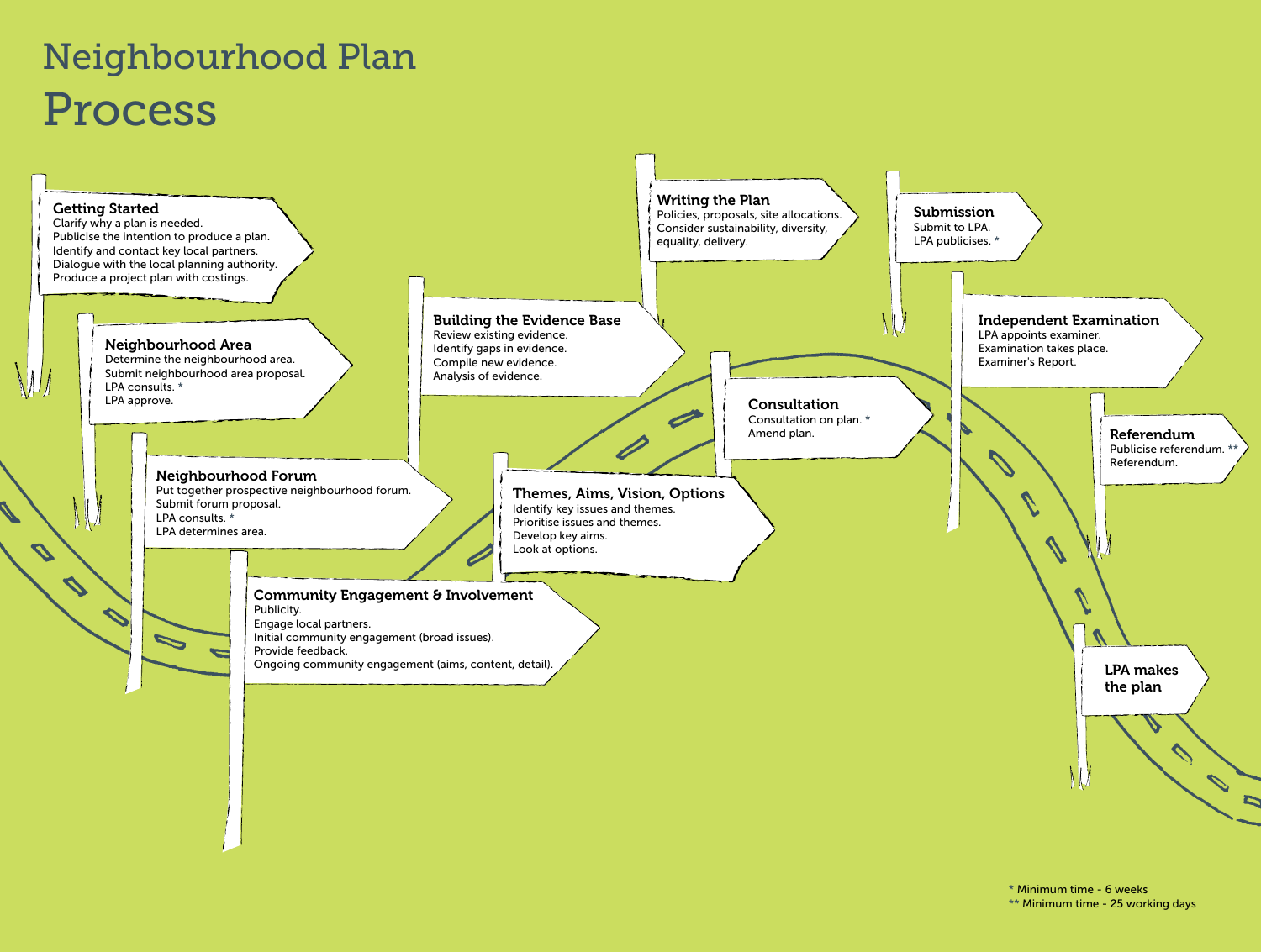# Neighbourhood Plan Process

### Getting Started
Clarify why a plan is needed.
Publicise the intention to produce a plan.
Identify and contact key local partners.
Dialogue with the local planning authority.
Produce a project plan with costings.

### Neighbourhood Area
Determine the neighbourhood area.
Submit neighbourhood area proposal.
LPA consults. *
LPA approve.

### Neighbourhood Forum
Put together prospective neighbourhood forum.
Submit forum proposal.
LPA consults. *
LPA determines area.

### Community Engagement & Involvement
Publicity.
Engage local partners.
Initial community engagement (broad issues).
Provide feedback.
Ongoing community engagement (aims, content, detail).

### Building the Evidence Base
Review existing evidence.
Identify gaps in evidence.
Compile new evidence.
Analysis of evidence.

### Themes, Aims, Vision, Options
Identify key issues and themes.
Prioritise issues and themes.
Develop key aims.
Look at options.

### Writing the Plan
Policies, proposals, site allocations.
Consider sustainability, diversity, equality, delivery.

### Consultation
Consultation on plan. *
Amend plan.

### Submission
Submit to LPA.
LPA publicises. *

### Independent Examination
LPA appoints examiner.
Examination takes place.
Examiner's Report.

### Referendum
Publicise referendum. **
Referendum.

### LPA makes the plan

\* Minimum time - 6 weeks
\** Minimum time - 25 working days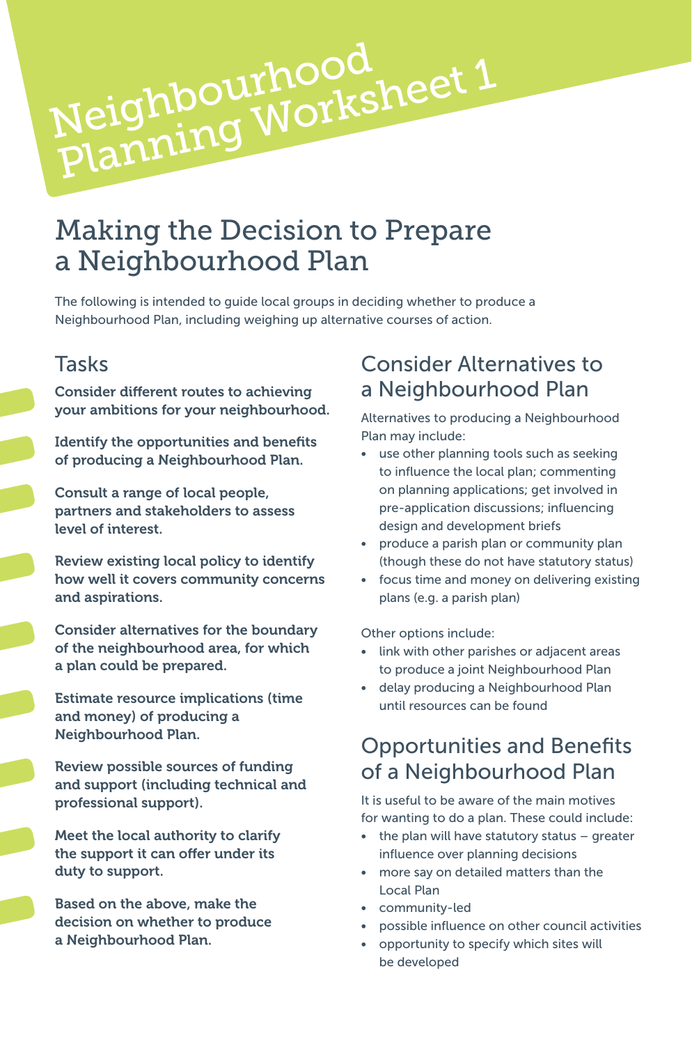# Neighbourhood Planning Worksheet 1

## Making the Decision to Prepare a Neighbourhood Plan

The following is intended to guide local groups in deciding whether to produce a Neighbourhood Plan, including weighing up alternative courses of action.

### Tasks

**Consider different routes to achieving your ambitions for your neighbourhood.**

**Identify the opportunities and benefits of producing a Neighbourhood Plan.**

**Consult a range of local people, partners and stakeholders to assess level of interest.**

**Review existing local policy to identify how well it covers community concerns and aspirations.**

**Consider alternatives for the boundary of the neighbourhood area, for which a plan could be prepared.**

**Estimate resource implications (time and money) of producing a Neighbourhood Plan.**

**Review possible sources of funding and support (including technical and professional support).**

**Meet the local authority to clarify the support it can offer under its duty to support.**

**Based on the above, make the decision on whether to produce a Neighbourhood Plan.**

### Consider Alternatives to a Neighbourhood Plan

Alternatives to producing a Neighbourhood Plan may include:

- use other planning tools such as seeking to influence the local plan; commenting on planning applications; get involved in pre-application discussions; influencing design and development briefs
- produce a parish plan or community plan (though these do not have statutory status)
- focus time and money on delivering existing plans (e.g. a parish plan)

Other options include:

- link with other parishes or adjacent areas to produce a joint Neighbourhood Plan
- delay producing a Neighbourhood Plan until resources can be found

### Opportunities and Benefits of a Neighbourhood Plan

It is useful to be aware of the main motives for wanting to do a plan. These could include:

- the plan will have statutory status – greater influence over planning decisions
- more say on detailed matters than the Local Plan
- community-led
- possible influence on other council activities
- opportunity to specify which sites will be developed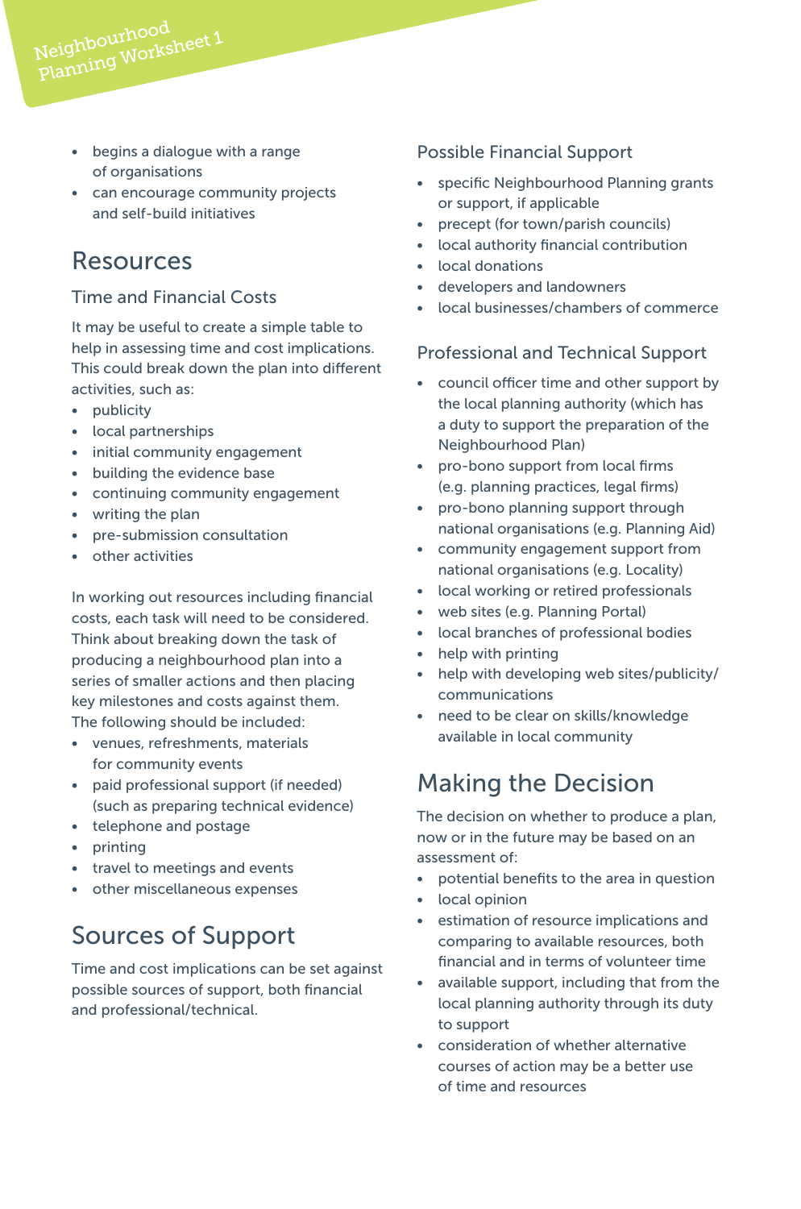- begins a dialogue with a range of organisations
- can encourage community projects and self-build initiatives

## Resources

### Time and Financial Costs

It may be useful to create a simple table to help in assessing time and cost implications. This could break down the plan into different activities, such as:

- publicity
- local partnerships
- initial community engagement
- building the evidence base
- continuing community engagement
- writing the plan
- pre-submission consultation
- other activities

In working out resources including financial costs, each task will need to be considered. Think about breaking down the task of producing a neighbourhood plan into a series of smaller actions and then placing key milestones and costs against them. The following should be included:

- venues, refreshments, materials for community events
- paid professional support (if needed) (such as preparing technical evidence)
- telephone and postage
- printing
- travel to meetings and events
- other miscellaneous expenses

## Sources of Support

Time and cost implications can be set against possible sources of support, both financial and professional/technical.

### Possible Financial Support

- specific Neighbourhood Planning grants or support, if applicable
- precept (for town/parish councils)
- local authority financial contribution
- local donations
- developers and landowners
- local businesses/chambers of commerce

### Professional and Technical Support

- council officer time and other support by the local planning authority (which has a duty to support the preparation of the Neighbourhood Plan)
- pro-bono support from local firms (e.g. planning practices, legal firms)
- pro-bono planning support through national organisations (e.g. Planning Aid)
- community engagement support from national organisations (e.g. Locality)
- local working or retired professionals
- web sites (e.g. Planning Portal)
- local branches of professional bodies
- help with printing
- help with developing web sites/publicity/communications
- need to be clear on skills/knowledge available in local community

## Making the Decision

The decision on whether to produce a plan, now or in the future may be based on an assessment of:

- potential benefits to the area in question
- local opinion
- estimation of resource implications and comparing to available resources, both financial and in terms of volunteer time
- available support, including that from the local planning authority through its duty to support
- consideration of whether alternative courses of action may be a better use of time and resources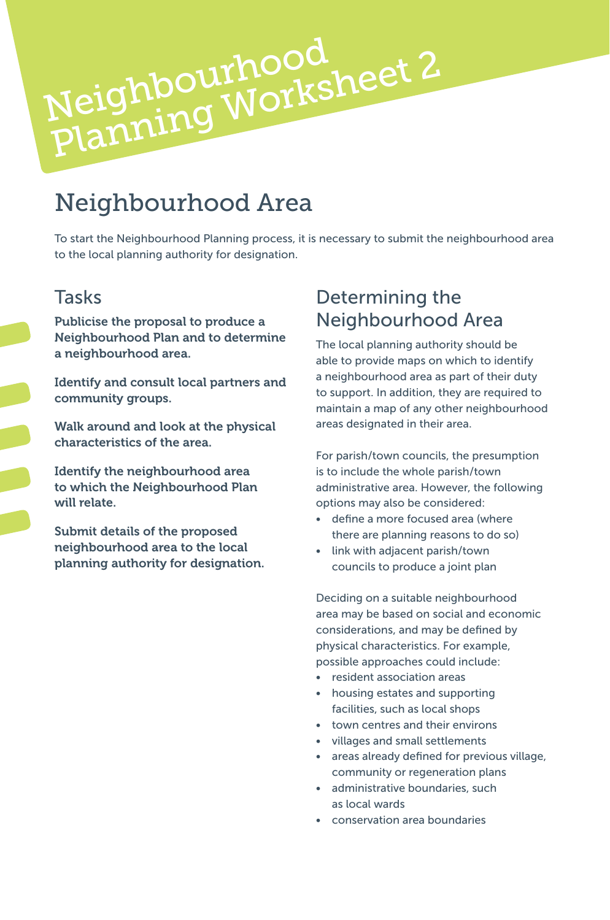# Neighbourhood Planning Worksheet 2

## Neighbourhood Area

To start the Neighbourhood Planning process, it is necessary to submit the neighbourhood area to the local planning authority for designation.

### Tasks

**Publicise the proposal to produce a Neighbourhood Plan and to determine a neighbourhood area.**

**Identify and consult local partners and community groups.**

**Walk around and look at the physical characteristics of the area.**

**Identify the neighbourhood area to which the Neighbourhood Plan will relate.**

**Submit details of the proposed neighbourhood area to the local planning authority for designation.**

### Determining the Neighbourhood Area

The local planning authority should be able to provide maps on which to identify a neighbourhood area as part of their duty to support. In addition, they are required to maintain a map of any other neighbourhood areas designated in their area.

For parish/town councils, the presumption is to include the whole parish/town administrative area. However, the following options may also be considered:

- define a more focused area (where there are planning reasons to do so)
- link with adjacent parish/town councils to produce a joint plan

Deciding on a suitable neighbourhood area may be based on social and economic considerations, and may be defined by physical characteristics. For example, possible approaches could include:

- resident association areas
- housing estates and supporting facilities, such as local shops
- town centres and their environs
- villages and small settlements
- areas already defined for previous village, community or regeneration plans
- administrative boundaries, such as local wards
- conservation area boundaries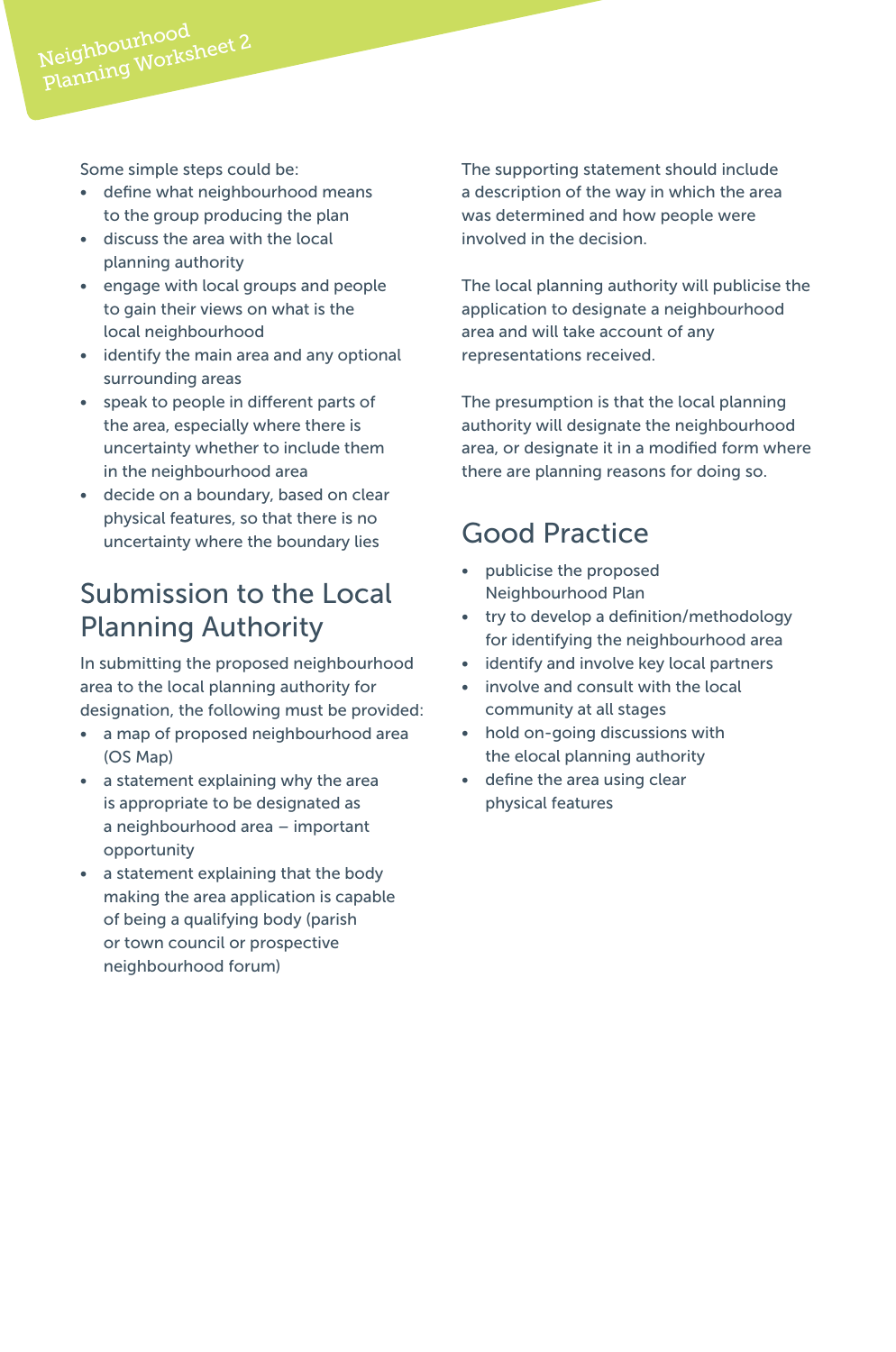Some simple steps could be:

- define what neighbourhood means to the group producing the plan
- discuss the area with the local planning authority
- engage with local groups and people to gain their views on what is the local neighbourhood
- identify the main area and any optional surrounding areas
- speak to people in different parts of the area, especially where there is uncertainty whether to include them in the neighbourhood area
- decide on a boundary, based on clear physical features, so that there is no uncertainty where the boundary lies

## Submission to the Local Planning Authority

In submitting the proposed neighbourhood area to the local planning authority for designation, the following must be provided:

- a map of proposed neighbourhood area (OS Map)
- a statement explaining why the area is appropriate to be designated as a neighbourhood area – important opportunity
- a statement explaining that the body making the area application is capable of being a qualifying body (parish or town council or prospective neighbourhood forum)

The supporting statement should include a description of the way in which the area was determined and how people were involved in the decision.

The local planning authority will publicise the application to designate a neighbourhood area and will take account of any representations received.

The presumption is that the local planning authority will designate the neighbourhood area, or designate it in a modified form where there are planning reasons for doing so.

## Good Practice

- publicise the proposed Neighbourhood Plan
- try to develop a definition/methodology for identifying the neighbourhood area
- identify and involve key local partners
- involve and consult with the local community at all stages
- hold on-going discussions with the elocal planning authority
- define the area using clear physical features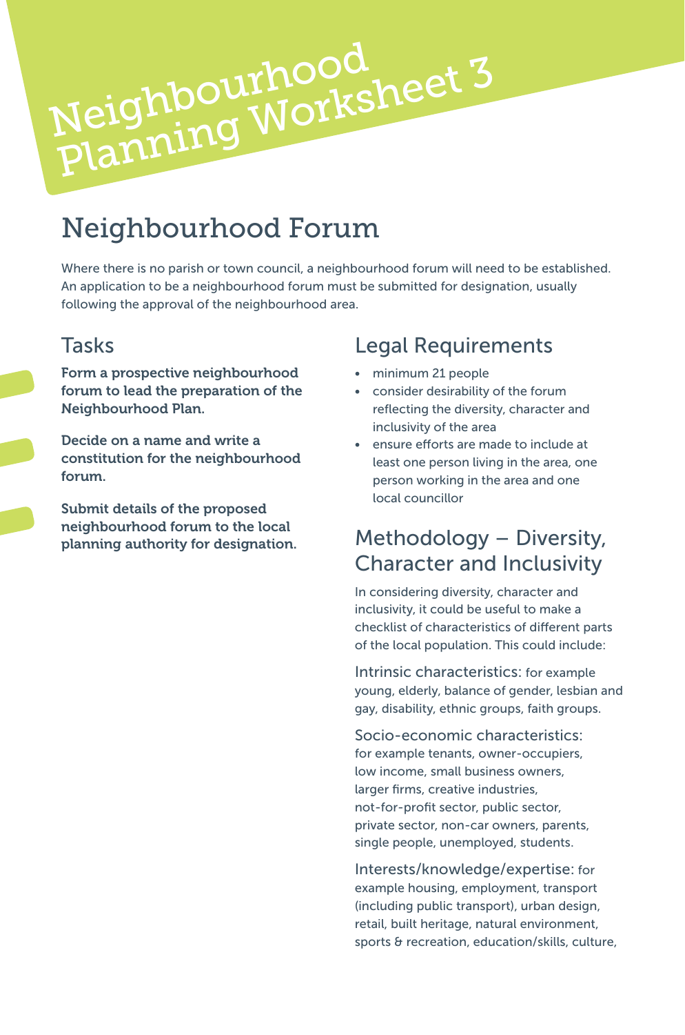# Neighbourhood Planning Worksheet 3

## Neighbourhood Forum

Where there is no parish or town council, a neighbourhood forum will need to be established. An application to be a neighbourhood forum must be submitted for designation, usually following the approval of the neighbourhood area.

### Tasks

**Form a prospective neighbourhood forum to lead the preparation of the Neighbourhood Plan.**

**Decide on a name and write a constitution for the neighbourhood forum.**

**Submit details of the proposed neighbourhood forum to the local planning authority for designation.**

### Legal Requirements

- minimum 21 people
- consider desirability of the forum reflecting the diversity, character and inclusivity of the area
- ensure efforts are made to include at least one person living in the area, one person working in the area and one local councillor

### Methodology – Diversity, Character and Inclusivity

In considering diversity, character and inclusivity, it could be useful to make a checklist of characteristics of different parts of the local population. This could include:

Intrinsic characteristics: for example young, elderly, balance of gender, lesbian and gay, disability, ethnic groups, faith groups.

Socio-economic characteristics: for example tenants, owner-occupiers, low income, small business owners, larger firms, creative industries, not-for-profit sector, public sector, private sector, non-car owners, parents, single people, unemployed, students.

Interests/knowledge/expertise: for example housing, employment, transport (including public transport), urban design, retail, built heritage, natural environment, sports & recreation, education/skills, culture,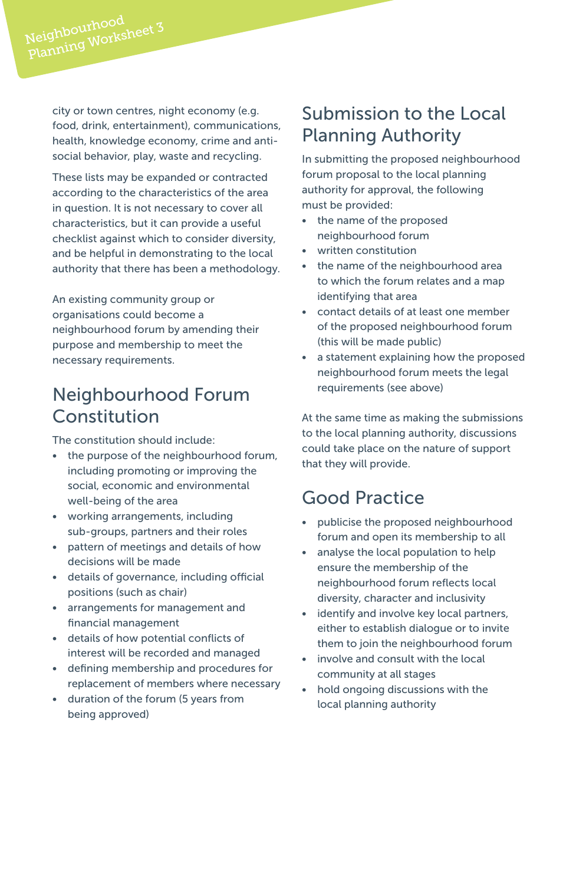city or town centres, night economy (e.g. food, drink, entertainment), communications, health, knowledge economy, crime and anti-social behavior, play, waste and recycling.

These lists may be expanded or contracted according to the characteristics of the area in question. It is not necessary to cover all characteristics, but it can provide a useful checklist against which to consider diversity, and be helpful in demonstrating to the local authority that there has been a methodology.

An existing community group or organisations could become a neighbourhood forum by amending their purpose and membership to meet the necessary requirements.

## Neighbourhood Forum Constitution

The constitution should include:

- the purpose of the neighbourhood forum, including promoting or improving the social, economic and environmental well-being of the area
- working arrangements, including sub-groups, partners and their roles
- pattern of meetings and details of how decisions will be made
- details of governance, including official positions (such as chair)
- arrangements for management and financial management
- details of how potential conflicts of interest will be recorded and managed
- defining membership and procedures for replacement of members where necessary
- duration of the forum (5 years from being approved)

## Submission to the Local Planning Authority

In submitting the proposed neighbourhood forum proposal to the local planning authority for approval, the following must be provided:

- the name of the proposed neighbourhood forum
- written constitution
- the name of the neighbourhood area to which the forum relates and a map identifying that area
- contact details of at least one member of the proposed neighbourhood forum (this will be made public)
- a statement explaining how the proposed neighbourhood forum meets the legal requirements (see above)

At the same time as making the submissions to the local planning authority, discussions could take place on the nature of support that they will provide.

## Good Practice

- publicise the proposed neighbourhood forum and open its membership to all
- analyse the local population to help ensure the membership of the neighbourhood forum reflects local diversity, character and inclusivity
- identify and involve key local partners, either to establish dialogue or to invite them to join the neighbourhood forum
- involve and consult with the local community at all stages
- hold ongoing discussions with the local planning authority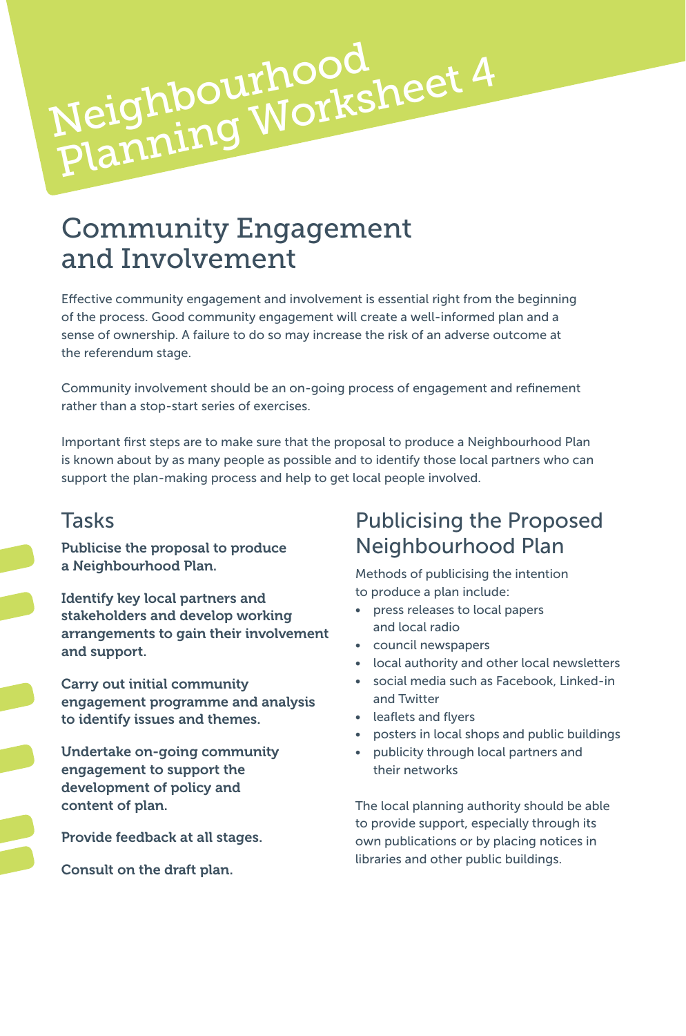# Neighbourhood Planning Worksheet 4

## Community Engagement and Involvement

Effective community engagement and involvement is essential right from the beginning of the process. Good community engagement will create a well-informed plan and a sense of ownership. A failure to do so may increase the risk of an adverse outcome at the referendum stage.

Community involvement should be an on-going process of engagement and refinement rather than a stop-start series of exercises.

Important first steps are to make sure that the proposal to produce a Neighbourhood Plan is known about by as many people as possible and to identify those local partners who can support the plan-making process and help to get local people involved.

### Tasks

**Publicise the proposal to produce a Neighbourhood Plan.**

**Identify key local partners and stakeholders and develop working arrangements to gain their involvement and support.**

**Carry out initial community engagement programme and analysis to identify issues and themes.**

**Undertake on-going community engagement to support the development of policy and content of plan.**

**Provide feedback at all stages.**

**Consult on the draft plan.**

### Publicising the Proposed Neighbourhood Plan

Methods of publicising the intention to produce a plan include:

- press releases to local papers and local radio
- council newspapers
- local authority and other local newsletters
- social media such as Facebook, Linked-in and Twitter
- leaflets and flyers
- posters in local shops and public buildings
- publicity through local partners and their networks

The local planning authority should be able to provide support, especially through its own publications or by placing notices in libraries and other public buildings.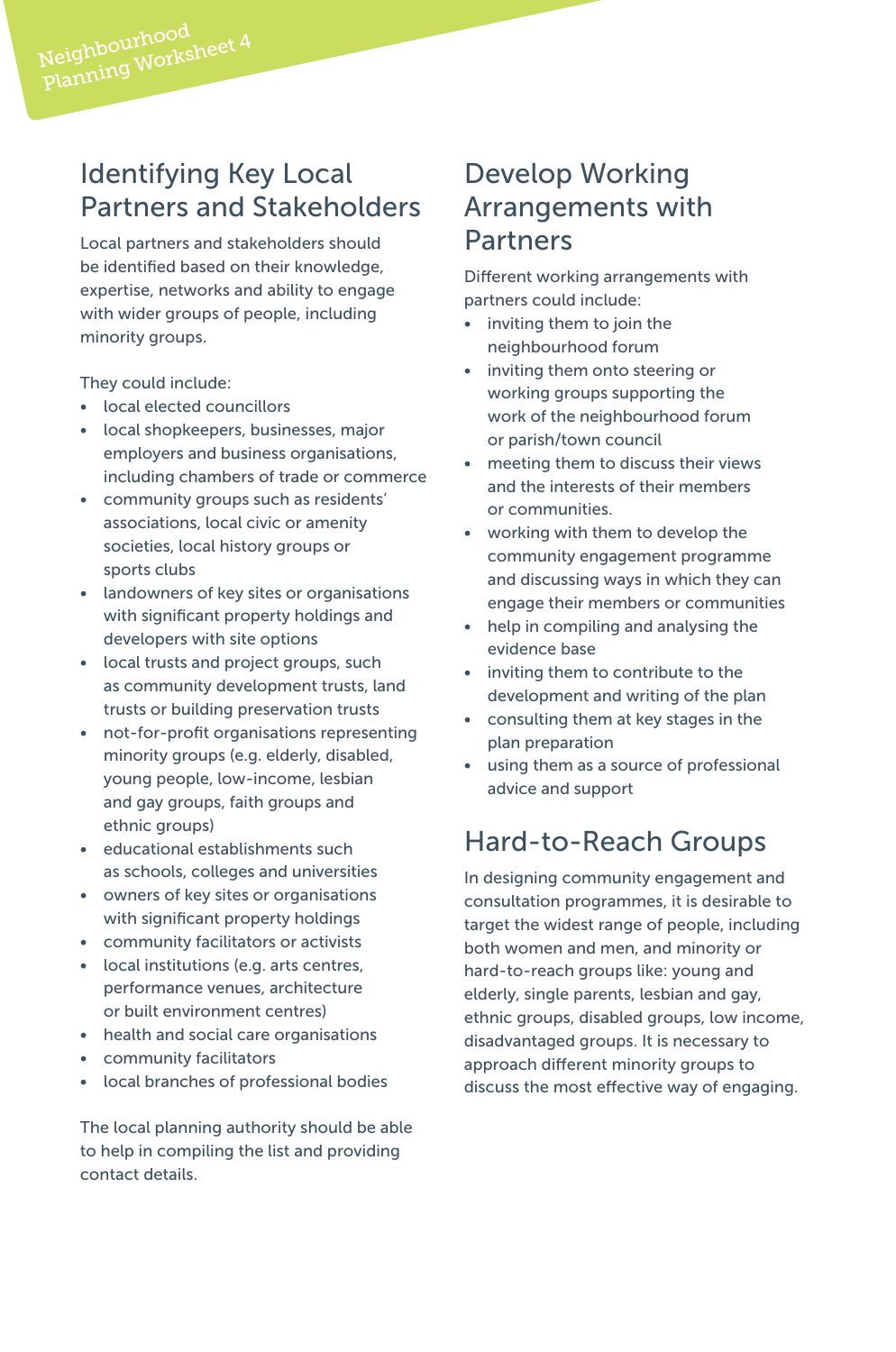# Identifying Key Local Partners and Stakeholders

Local partners and stakeholders should be identified based on their knowledge, expertise, networks and ability to engage with wider groups of people, including minority groups.

They could include:

- local elected councillors
- local shopkeepers, businesses, major employers and business organisations, including chambers of trade or commerce
- community groups such as residents' associations, local civic or amenity societies, local history groups or sports clubs
- landowners of key sites or organisations with significant property holdings and developers with site options
- local trusts and project groups, such as community development trusts, land trusts or building preservation trusts
- not-for-profit organisations representing minority groups (e.g. elderly, disabled, young people, low-income, lesbian and gay groups, faith groups and ethnic groups)
- educational establishments such as schools, colleges and universities
- owners of key sites or organisations with significant property holdings
- community facilitators or activists
- local institutions (e.g. arts centres, performance venues, architecture or built environment centres)
- health and social care organisations
- community facilitators
- local branches of professional bodies

The local planning authority should be able to help in compiling the list and providing contact details.

# Develop Working Arrangements with Partners

Different working arrangements with partners could include:

- inviting them to join the neighbourhood forum
- inviting them onto steering or working groups supporting the work of the neighbourhood forum or parish/town council
- meeting them to discuss their views and the interests of their members or communities.
- working with them to develop the community engagement programme and discussing ways in which they can engage their members or communities
- help in compiling and analysing the evidence base
- inviting them to contribute to the development and writing of the plan
- consulting them at key stages in the plan preparation
- using them as a source of professional advice and support

# Hard-to-Reach Groups

In designing community engagement and consultation programmes, it is desirable to target the widest range of people, including both women and men, and minority or hard-to-reach groups like: young and elderly, single parents, lesbian and gay, ethnic groups, disabled groups, low income, disadvantaged groups. It is necessary to approach different minority groups to discuss the most effective way of engaging.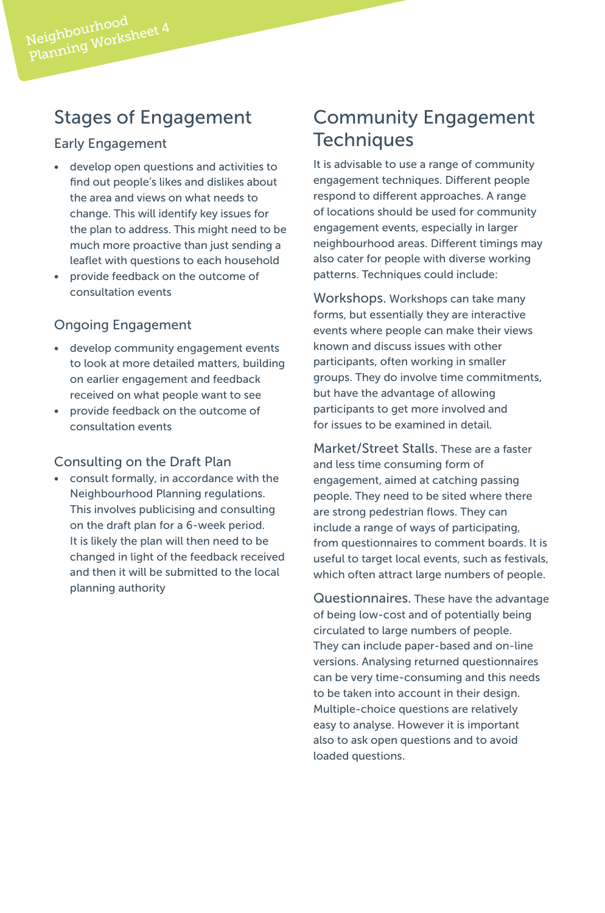## Stages of Engagement

### Early Engagement

- develop open questions and activities to find out people's likes and dislikes about the area and views on what needs to change. This will identify key issues for the plan to address. This might need to be much more proactive than just sending a leaflet with questions to each household
- provide feedback on the outcome of consultation events

### Ongoing Engagement

- develop community engagement events to look at more detailed matters, building on earlier engagement and feedback received on what people want to see
- provide feedback on the outcome of consultation events

### Consulting on the Draft Plan

- consult formally, in accordance with the Neighbourhood Planning regulations. This involves publicising and consulting on the draft plan for a 6-week period. It is likely the plan will then need to be changed in light of the feedback received and then it will be submitted to the local planning authority

## Community Engagement Techniques

It is advisable to use a range of community engagement techniques. Different people respond to different approaches. A range of locations should be used for community engagement events, especially in larger neighbourhood areas. Different timings may also cater for people with diverse working patterns. Techniques could include:

**Workshops.** Workshops can take many forms, but essentially they are interactive events where people can make their views known and discuss issues with other participants, often working in smaller groups. They do involve time commitments, but have the advantage of allowing participants to get more involved and for issues to be examined in detail.

**Market/Street Stalls.** These are a faster and less time consuming form of engagement, aimed at catching passing people. They need to be sited where there are strong pedestrian flows. They can include a range of ways of participating, from questionnaires to comment boards. It is useful to target local events, such as festivals, which often attract large numbers of people.

**Questionnaires.** These have the advantage of being low-cost and of potentially being circulated to large numbers of people. They can include paper-based and on-line versions. Analysing returned questionnaires can be very time-consuming and this needs to be taken into account in their design. Multiple-choice questions are relatively easy to analyse. However it is important also to ask open questions and to avoid loaded questions.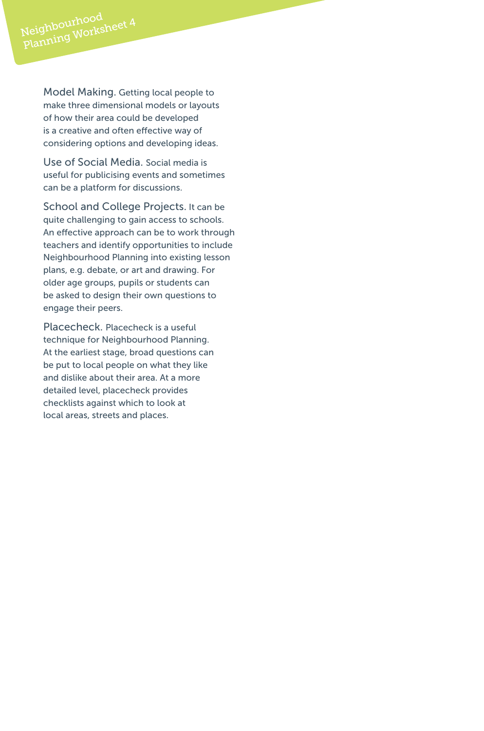**Model Making.** Getting local people to make three dimensional models or layouts of how their area could be developed is a creative and often effective way of considering options and developing ideas.

**Use of Social Media.** Social media is useful for publicising events and sometimes can be a platform for discussions.

**School and College Projects.** It can be quite challenging to gain access to schools. An effective approach can be to work through teachers and identify opportunities to include Neighbourhood Planning into existing lesson plans, e.g. debate, or art and drawing. For older age groups, pupils or students can be asked to design their own questions to engage their peers.

**Placecheck.** Placecheck is a useful technique for Neighbourhood Planning. At the earliest stage, broad questions can be put to local people on what they like and dislike about their area. At a more detailed level, placecheck provides checklists against which to look at local areas, streets and places.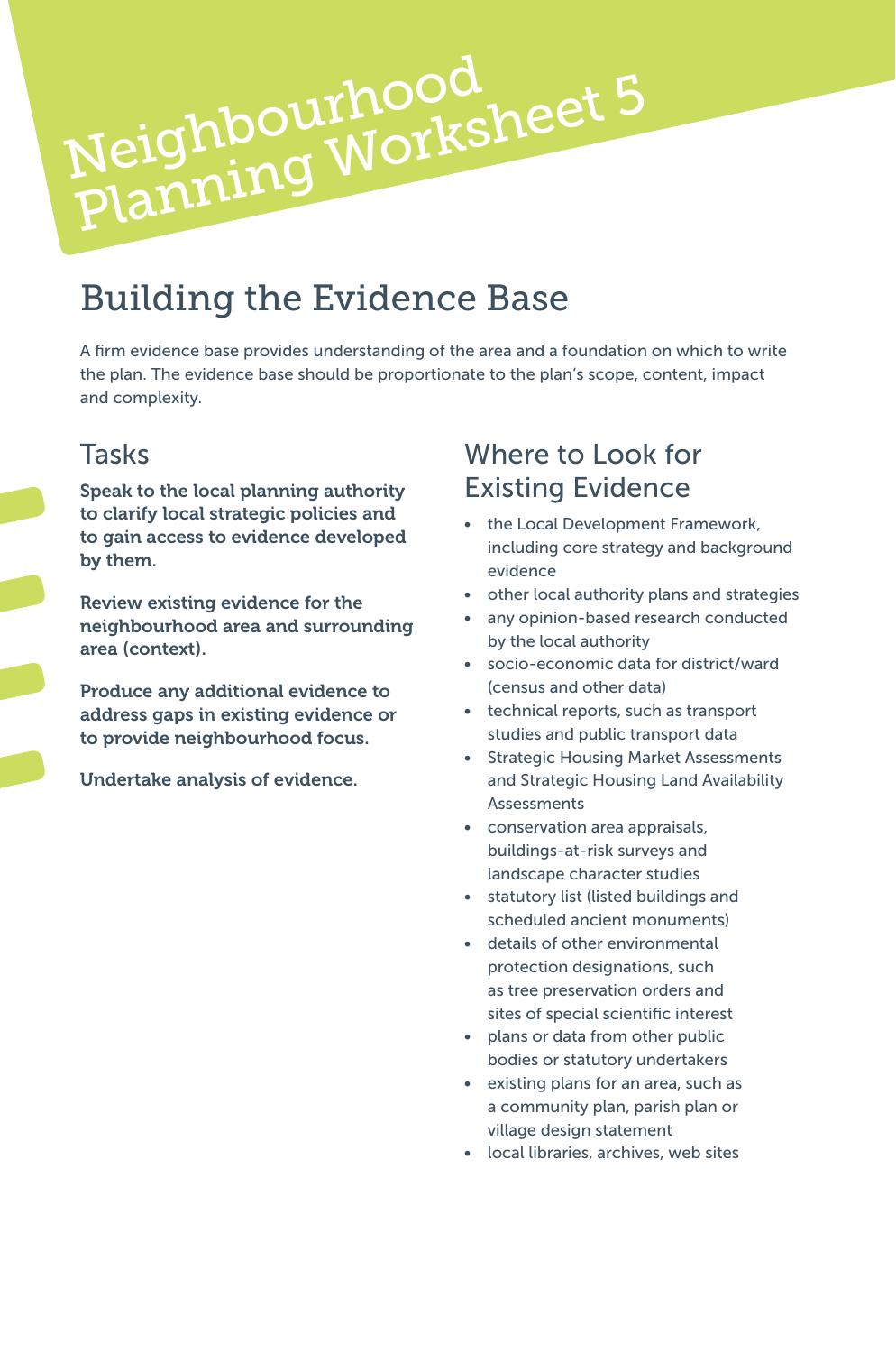# Neighbourhood Planning Worksheet 5

## Building the Evidence Base

A firm evidence base provides understanding of the area and a foundation on which to write the plan. The evidence base should be proportionate to the plan's scope, content, impact and complexity.

### Tasks

**Speak to the local planning authority to clarify local strategic policies and to gain access to evidence developed by them.**

**Review existing evidence for the neighbourhood area and surrounding area (context).**

**Produce any additional evidence to address gaps in existing evidence or to provide neighbourhood focus.**

**Undertake analysis of evidence.**

### Where to Look for Existing Evidence

- the Local Development Framework, including core strategy and background evidence
- other local authority plans and strategies
- any opinion-based research conducted by the local authority
- socio-economic data for district/ward (census and other data)
- technical reports, such as transport studies and public transport data
- Strategic Housing Market Assessments and Strategic Housing Land Availability Assessments
- conservation area appraisals, buildings-at-risk surveys and landscape character studies
- statutory list (listed buildings and scheduled ancient monuments)
- details of other environmental protection designations, such as tree preservation orders and sites of special scientific interest
- plans or data from other public bodies or statutory undertakers
- existing plans for an area, such as a community plan, parish plan or village design statement
- local libraries, archives, web sites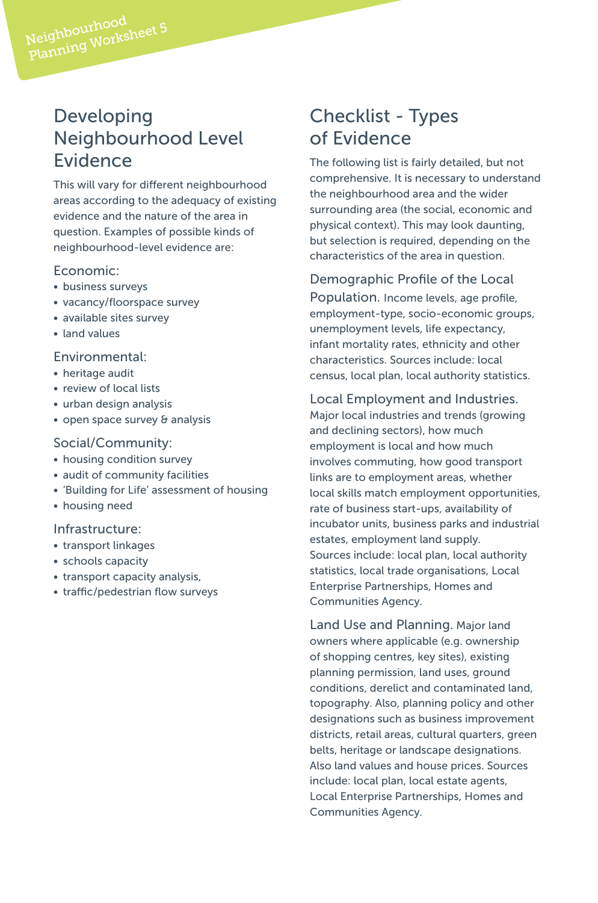# Developing Neighbourhood Level Evidence

This will vary for different neighbourhood areas according to the adequacy of existing evidence and the nature of the area in question. Examples of possible kinds of neighbourhood-level evidence are:

### Economic:

- business surveys
- vacancy/floorspace survey
- available sites survey
- land values

### Environmental:

- heritage audit
- review of local lists
- urban design analysis
- open space survey & analysis

### Social/Community:

- housing condition survey
- audit of community facilities
- 'Building for Life' assessment of housing
- housing need

### Infrastructure:

- transport linkages
- schools capacity
- transport capacity analysis,
- traffic/pedestrian flow surveys

# Checklist - Types of Evidence

The following list is fairly detailed, but not comprehensive. It is necessary to understand the neighbourhood area and the wider surrounding area (the social, economic and physical context). This may look daunting, but selection is required, depending on the characteristics of the area in question.

**Demographic Profile of the Local Population.** Income levels, age profile, employment-type, socio-economic groups, unemployment levels, life expectancy, infant mortality rates, ethnicity and other characteristics. Sources include: local census, local plan, local authority statistics.

**Local Employment and Industries.** Major local industries and trends (growing and declining sectors), how much employment is local and how much involves commuting, how good transport links are to employment areas, whether local skills match employment opportunities, rate of business start-ups, availability of incubator units, business parks and industrial estates, employment land supply. Sources include: local plan, local authority statistics, local trade organisations, Local Enterprise Partnerships, Homes and Communities Agency.

**Land Use and Planning.** Major land owners where applicable (e.g. ownership of shopping centres, key sites), existing planning permission, land uses, ground conditions, derelict and contaminated land, topography. Also, planning policy and other designations such as business improvement districts, retail areas, cultural quarters, green belts, heritage or landscape designations. Also land values and house prices. Sources include: local plan, local estate agents, Local Enterprise Partnerships, Homes and Communities Agency.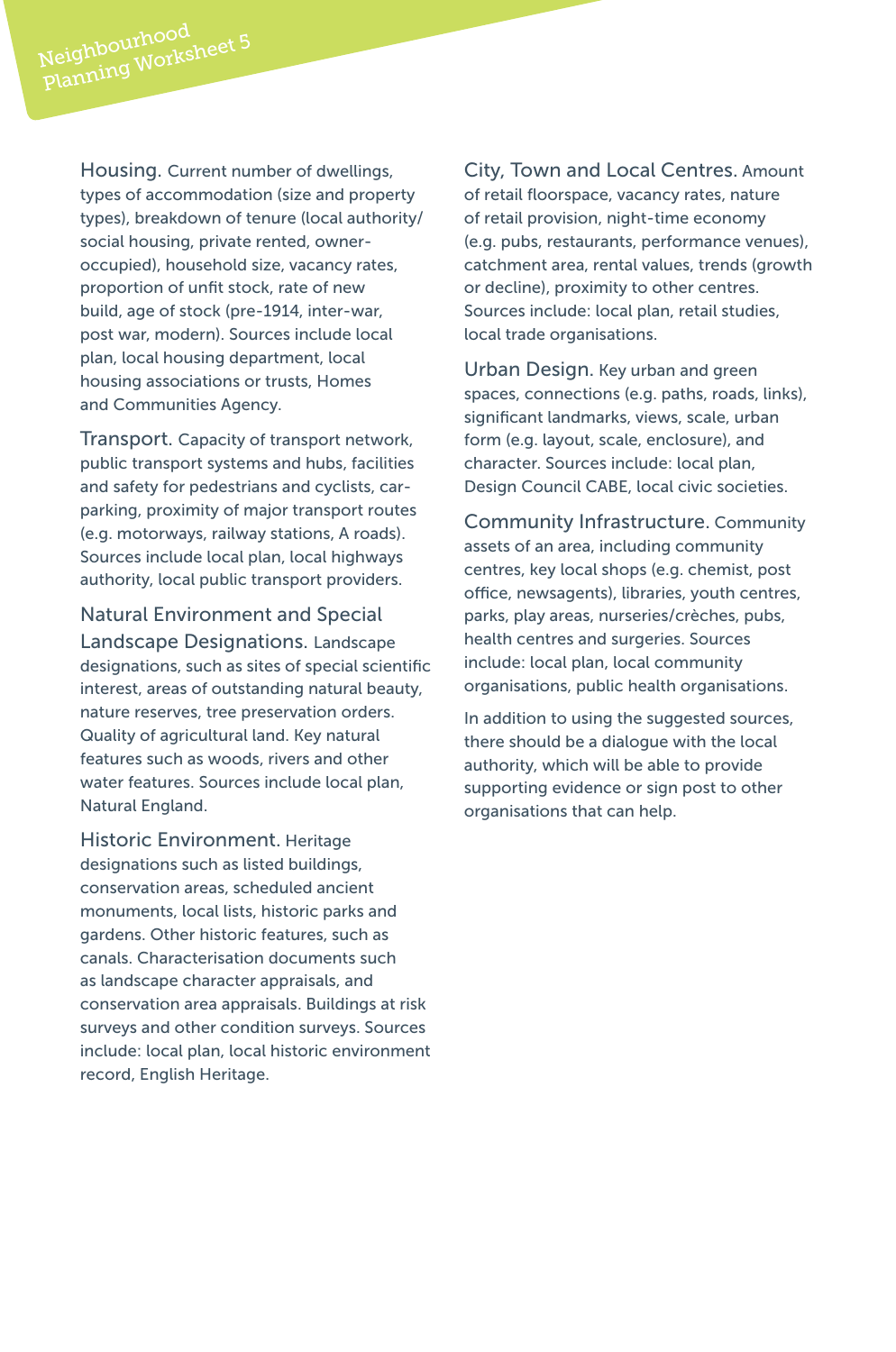**Housing.** Current number of dwellings, types of accommodation (size and property types), breakdown of tenure (local authority/social housing, private rented, owner-occupied), household size, vacancy rates, proportion of unfit stock, rate of new build, age of stock (pre-1914, inter-war, post war, modern). Sources include local plan, local housing department, local housing associations or trusts, Homes and Communities Agency.

**Transport.** Capacity of transport network, public transport systems and hubs, facilities and safety for pedestrians and cyclists, car-parking, proximity of major transport routes (e.g. motorways, railway stations, A roads). Sources include local plan, local highways authority, local public transport providers.

**Natural Environment and Special Landscape Designations.** Landscape designations, such as sites of special scientific interest, areas of outstanding natural beauty, nature reserves, tree preservation orders. Quality of agricultural land. Key natural features such as woods, rivers and other water features. Sources include local plan, Natural England.

**Historic Environment.** Heritage designations such as listed buildings, conservation areas, scheduled ancient monuments, local lists, historic parks and gardens. Other historic features, such as canals. Characterisation documents such as landscape character appraisals, and conservation area appraisals. Buildings at risk surveys and other condition surveys. Sources include: local plan, local historic environment record, English Heritage.

**City, Town and Local Centres.** Amount of retail floorspace, vacancy rates, nature of retail provision, night-time economy (e.g. pubs, restaurants, performance venues), catchment area, rental values, trends (growth or decline), proximity to other centres. Sources include: local plan, retail studies, local trade organisations.

**Urban Design.** Key urban and green spaces, connections (e.g. paths, roads, links), significant landmarks, views, scale, urban form (e.g. layout, scale, enclosure), and character. Sources include: local plan, Design Council CABE, local civic societies.

**Community Infrastructure.** Community assets of an area, including community centres, key local shops (e.g. chemist, post office, newsagents), libraries, youth centres, parks, play areas, nurseries/crèches, pubs, health centres and surgeries. Sources include: local plan, local community organisations, public health organisations.

In addition to using the suggested sources, there should be a dialogue with the local authority, which will be able to provide supporting evidence or sign post to other organisations that can help.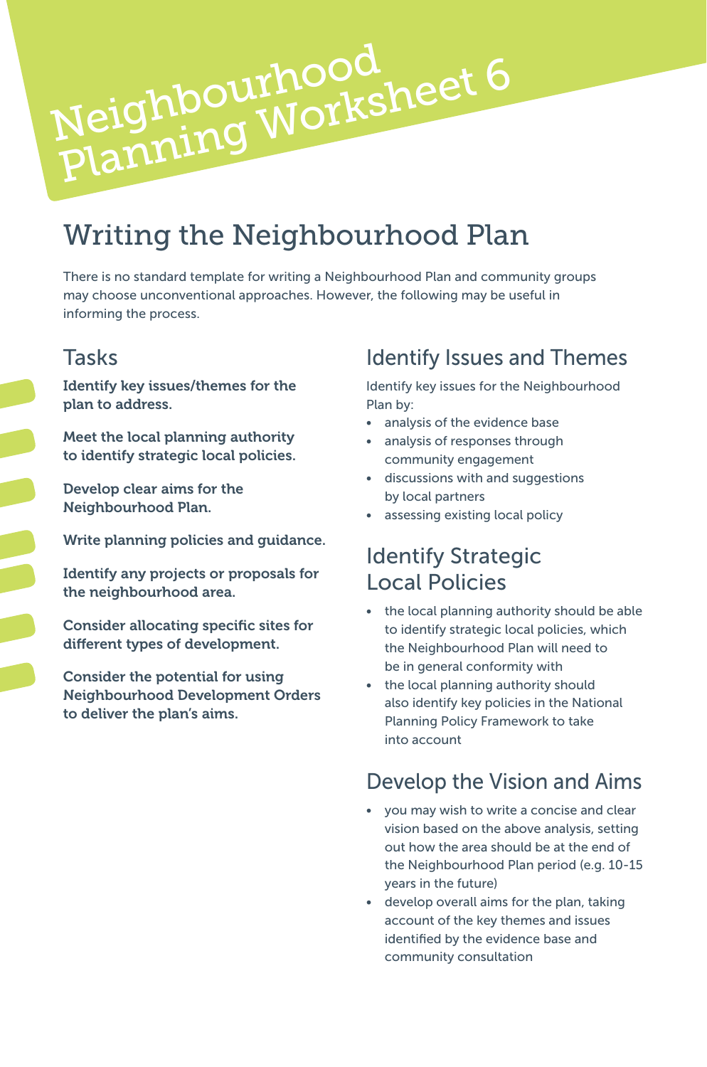# Neighbourhood Planning Worksheet 6

## Writing the Neighbourhood Plan

There is no standard template for writing a Neighbourhood Plan and community groups may choose unconventional approaches. However, the following may be useful in informing the process.

### Tasks

**Identify key issues/themes for the plan to address.**

**Meet the local planning authority to identify strategic local policies.**

**Develop clear aims for the Neighbourhood Plan.**

**Write planning policies and guidance.**

**Identify any projects or proposals for the neighbourhood area.**

**Consider allocating specific sites for different types of development.**

**Consider the potential for using Neighbourhood Development Orders to deliver the plan's aims.**

### Identify Issues and Themes

Identify key issues for the Neighbourhood Plan by:

- analysis of the evidence base
- analysis of responses through community engagement
- discussions with and suggestions by local partners
- assessing existing local policy

### Identify Strategic Local Policies

- the local planning authority should be able to identify strategic local policies, which the Neighbourhood Plan will need to be in general conformity with
- the local planning authority should also identify key policies in the National Planning Policy Framework to take into account

### Develop the Vision and Aims

- you may wish to write a concise and clear vision based on the above analysis, setting out how the area should be at the end of the Neighbourhood Plan period (e.g. 10-15 years in the future)
- develop overall aims for the plan, taking account of the key themes and issues identified by the evidence base and community consultation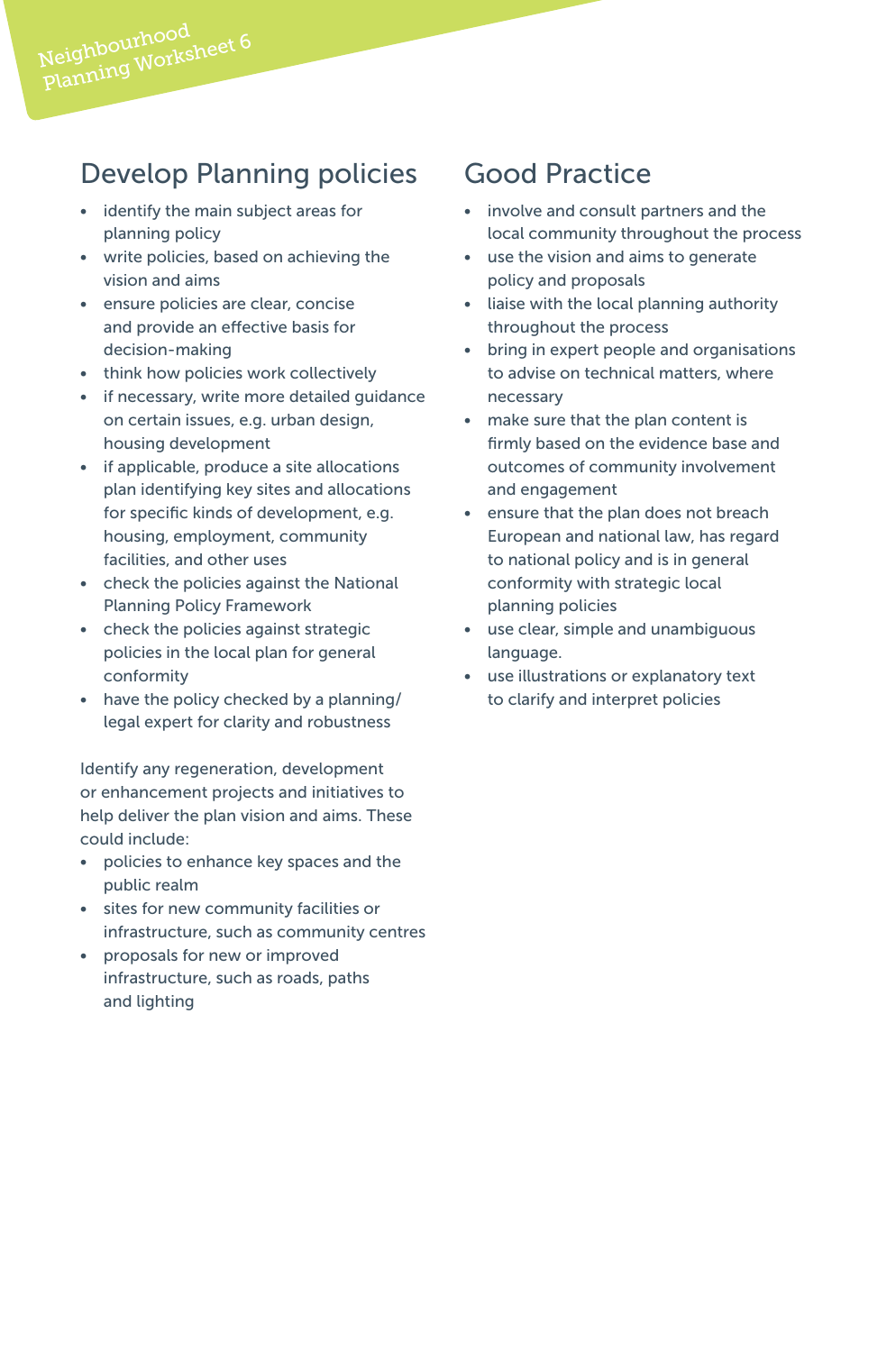Neighbourhood Planning Worksheet 6

## Develop Planning policies

- identify the main subject areas for planning policy
- write policies, based on achieving the vision and aims
- ensure policies are clear, concise and provide an effective basis for decision-making
- think how policies work collectively
- if necessary, write more detailed guidance on certain issues, e.g. urban design, housing development
- if applicable, produce a site allocations plan identifying key sites and allocations for specific kinds of development, e.g. housing, employment, community facilities, and other uses
- check the policies against the National Planning Policy Framework
- check the policies against strategic policies in the local plan for general conformity
- have the policy checked by a planning/legal expert for clarity and robustness

Identify any regeneration, development or enhancement projects and initiatives to help deliver the plan vision and aims. These could include:

- policies to enhance key spaces and the public realm
- sites for new community facilities or infrastructure, such as community centres
- proposals for new or improved infrastructure, such as roads, paths and lighting

## Good Practice

- involve and consult partners and the local community throughout the process
- use the vision and aims to generate policy and proposals
- liaise with the local planning authority throughout the process
- bring in expert people and organisations to advise on technical matters, where necessary
- make sure that the plan content is firmly based on the evidence base and outcomes of community involvement and engagement
- ensure that the plan does not breach European and national law, has regard to national policy and is in general conformity with strategic local planning policies
- use clear, simple and unambiguous language.
- use illustrations or explanatory text to clarify and interpret policies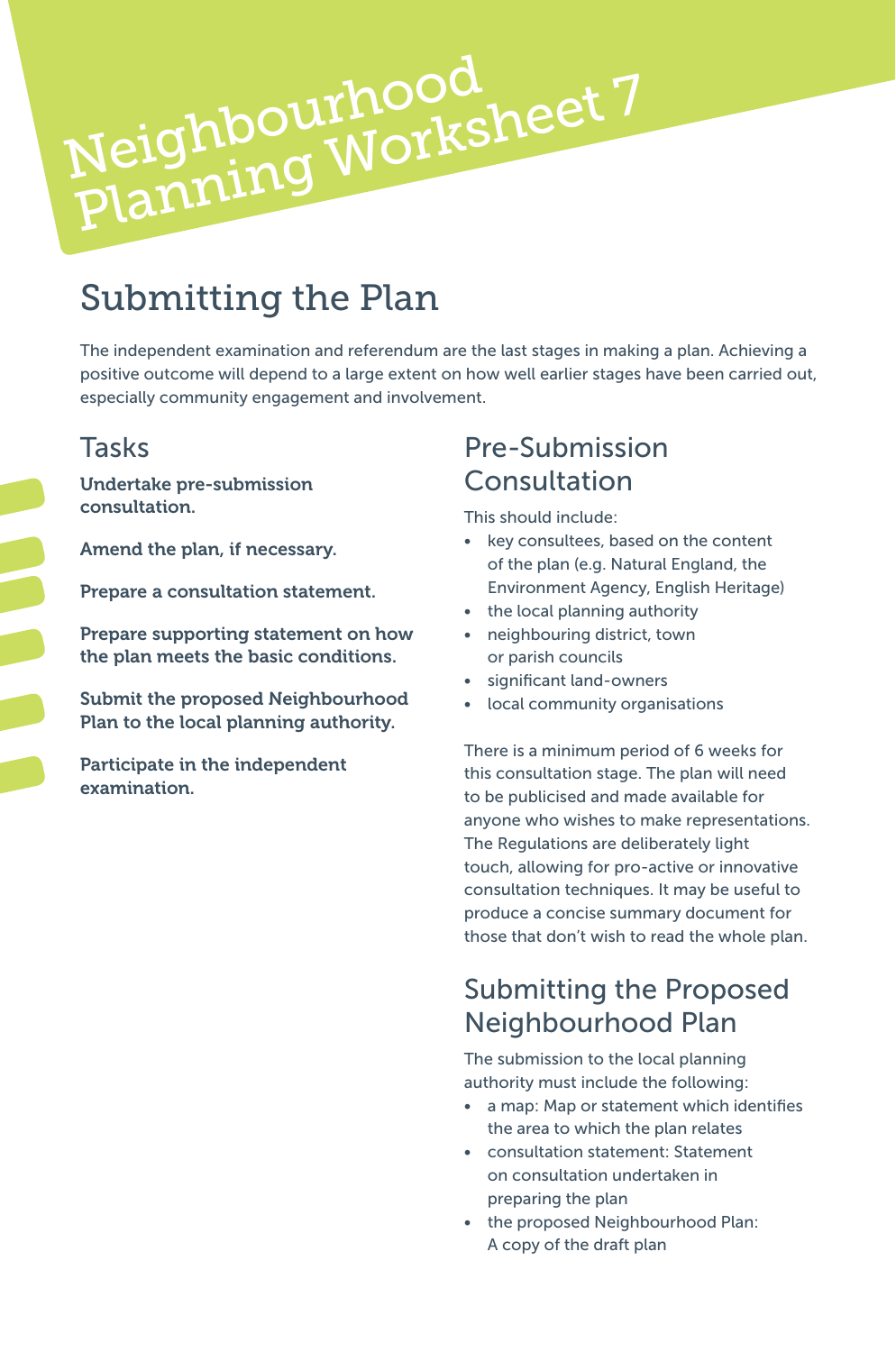# Neighbourhood Planning Worksheet 7

## Submitting the Plan

The independent examination and referendum are the last stages in making a plan. Achieving a positive outcome will depend to a large extent on how well earlier stages have been carried out, especially community engagement and involvement.

### Tasks

**Undertake pre-submission consultation.**

**Amend the plan, if necessary.**

**Prepare a consultation statement.**

**Prepare supporting statement on how the plan meets the basic conditions.**

**Submit the proposed Neighbourhood Plan to the local planning authority.**

**Participate in the independent examination.**

### Pre-Submission Consultation

This should include:

- key consultees, based on the content of the plan (e.g. Natural England, the Environment Agency, English Heritage)
- the local planning authority
- neighbouring district, town or parish councils
- significant land-owners
- local community organisations

There is a minimum period of 6 weeks for this consultation stage. The plan will need to be publicised and made available for anyone who wishes to make representations. The Regulations are deliberately light touch, allowing for pro-active or innovative consultation techniques. It may be useful to produce a concise summary document for those that don't wish to read the whole plan.

### Submitting the Proposed Neighbourhood Plan

The submission to the local planning authority must include the following:

- a map: Map or statement which identifies the area to which the plan relates
- consultation statement: Statement on consultation undertaken in preparing the plan
- the proposed Neighbourhood Plan: A copy of the draft plan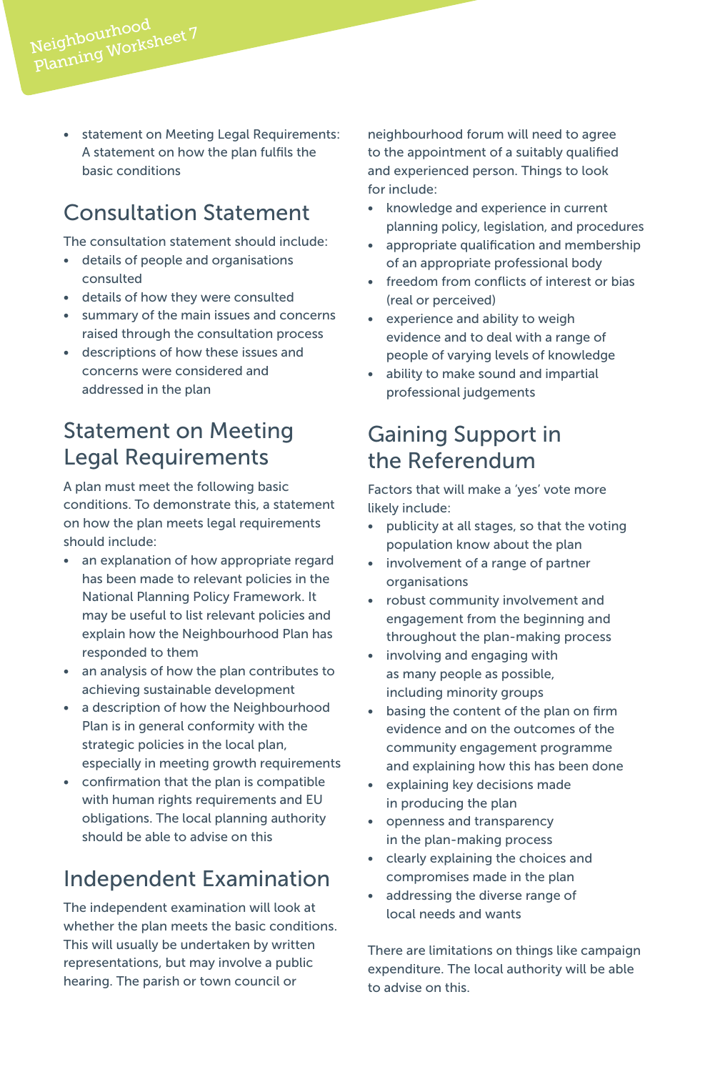- statement on Meeting Legal Requirements: A statement on how the plan fulfils the basic conditions

## Consultation Statement

The consultation statement should include:

- details of people and organisations consulted
- details of how they were consulted
- summary of the main issues and concerns raised through the consultation process
- descriptions of how these issues and concerns were considered and addressed in the plan

## Statement on Meeting Legal Requirements

A plan must meet the following basic conditions. To demonstrate this, a statement on how the plan meets legal requirements should include:

- an explanation of how appropriate regard has been made to relevant policies in the National Planning Policy Framework. It may be useful to list relevant policies and explain how the Neighbourhood Plan has responded to them
- an analysis of how the plan contributes to achieving sustainable development
- a description of how the Neighbourhood Plan is in general conformity with the strategic policies in the local plan, especially in meeting growth requirements
- confirmation that the plan is compatible with human rights requirements and EU obligations. The local planning authority should be able to advise on this

## Independent Examination

The independent examination will look at whether the plan meets the basic conditions. This will usually be undertaken by written representations, but may involve a public hearing. The parish or town council or neighbourhood forum will need to agree to the appointment of a suitably qualified and experienced person. Things to look for include:

- knowledge and experience in current planning policy, legislation, and procedures
- appropriate qualification and membership of an appropriate professional body
- freedom from conflicts of interest or bias (real or perceived)
- experience and ability to weigh evidence and to deal with a range of people of varying levels of knowledge
- ability to make sound and impartial professional judgements

## Gaining Support in the Referendum

Factors that will make a 'yes' vote more likely include:

- publicity at all stages, so that the voting population know about the plan
- involvement of a range of partner organisations
- robust community involvement and engagement from the beginning and throughout the plan-making process
- involving and engaging with as many people as possible, including minority groups
- basing the content of the plan on firm evidence and on the outcomes of the community engagement programme and explaining how this has been done
- explaining key decisions made in producing the plan
- openness and transparency in the plan-making process
- clearly explaining the choices and compromises made in the plan
- addressing the diverse range of local needs and wants

There are limitations on things like campaign expenditure. The local authority will be able to advise on this.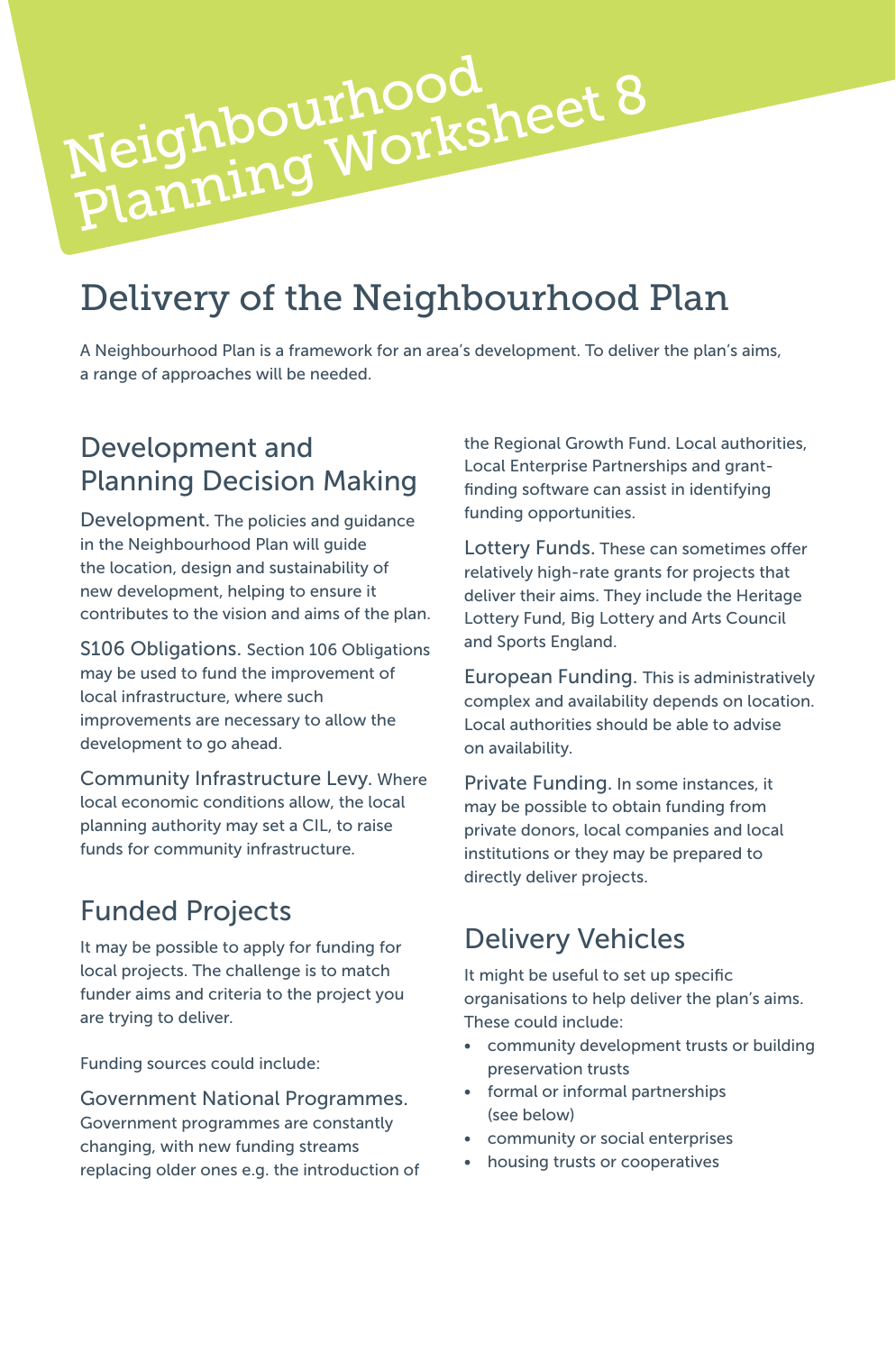# Neighbourhood Planning Worksheet 8

## Delivery of the Neighbourhood Plan

A Neighbourhood Plan is a framework for an area's development. To deliver the plan's aims, a range of approaches will be needed.

### Development and Planning Decision Making

**Development.** The policies and guidance in the Neighbourhood Plan will guide the location, design and sustainability of new development, helping to ensure it contributes to the vision and aims of the plan.

**S106 Obligations.** Section 106 Obligations may be used to fund the improvement of local infrastructure, where such improvements are necessary to allow the development to go ahead.

**Community Infrastructure Levy.** Where local economic conditions allow, the local planning authority may set a CIL, to raise funds for community infrastructure.

### Funded Projects

It may be possible to apply for funding for local projects. The challenge is to match funder aims and criteria to the project you are trying to deliver.

Funding sources could include:

**Government National Programmes.** Government programmes are constantly changing, with new funding streams replacing older ones e.g. the introduction of the Regional Growth Fund. Local authorities, Local Enterprise Partnerships and grant-finding software can assist in identifying funding opportunities.

**Lottery Funds.** These can sometimes offer relatively high-rate grants for projects that deliver their aims. They include the Heritage Lottery Fund, Big Lottery and Arts Council and Sports England.

**European Funding.** This is administratively complex and availability depends on location. Local authorities should be able to advise on availability.

**Private Funding.** In some instances, it may be possible to obtain funding from private donors, local companies and local institutions or they may be prepared to directly deliver projects.

### Delivery Vehicles

It might be useful to set up specific organisations to help deliver the plan's aims. These could include:

- community development trusts or building preservation trusts
- formal or informal partnerships (see below)
- community or social enterprises
- housing trusts or cooperatives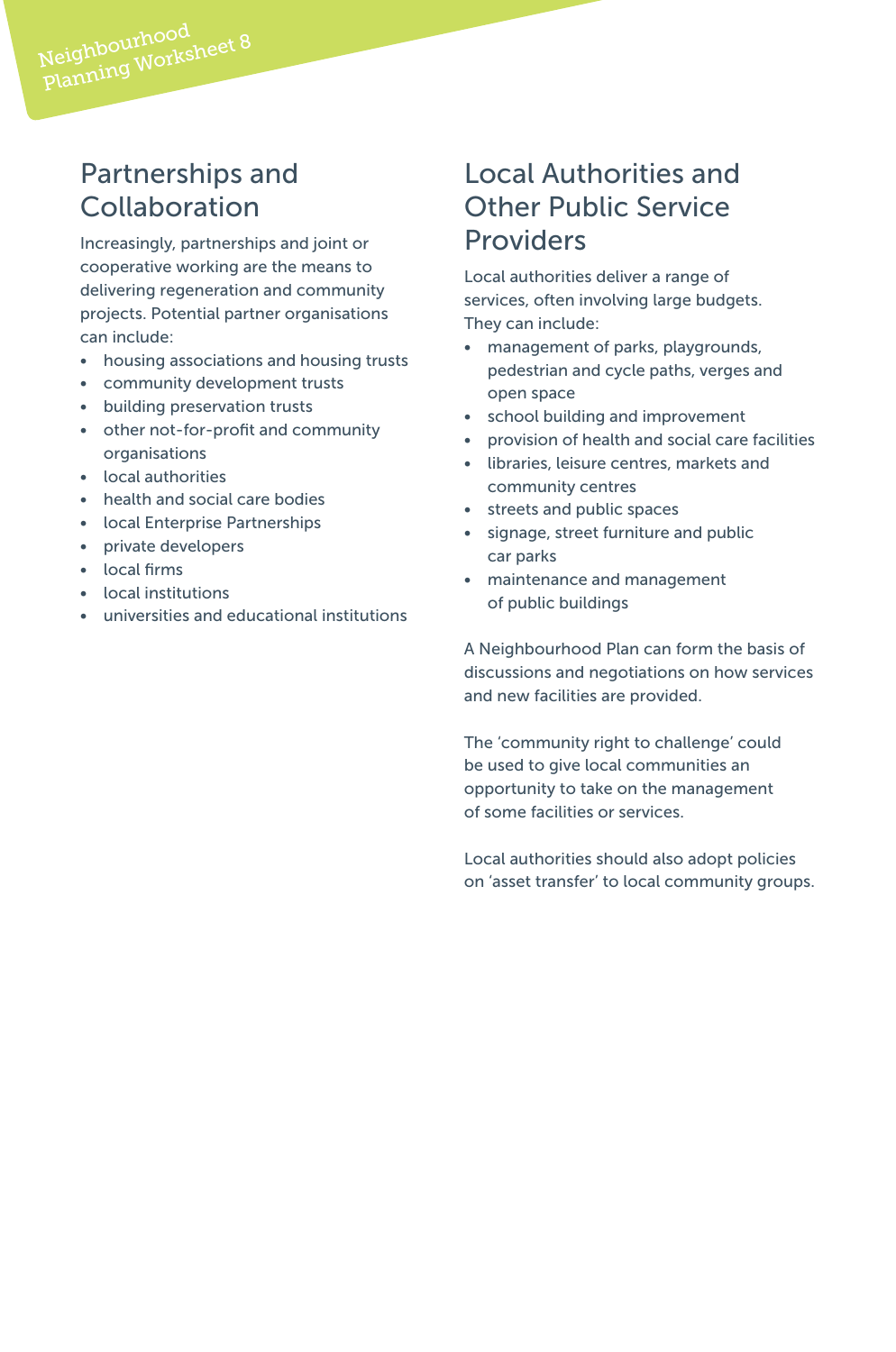## Partnerships and Collaboration

Increasingly, partnerships and joint or cooperative working are the means to delivering regeneration and community projects. Potential partner organisations can include:

- housing associations and housing trusts
- community development trusts
- building preservation trusts
- other not-for-profit and community organisations
- local authorities
- health and social care bodies
- local Enterprise Partnerships
- private developers
- local firms
- local institutions
- universities and educational institutions

## Local Authorities and Other Public Service Providers

Local authorities deliver a range of services, often involving large budgets. They can include:

- management of parks, playgrounds, pedestrian and cycle paths, verges and open space
- school building and improvement
- provision of health and social care facilities
- libraries, leisure centres, markets and community centres
- streets and public spaces
- signage, street furniture and public car parks
- maintenance and management of public buildings

A Neighbourhood Plan can form the basis of discussions and negotiations on how services and new facilities are provided.

The 'community right to challenge' could be used to give local communities an opportunity to take on the management of some facilities or services.

Local authorities should also adopt policies on 'asset transfer' to local community groups.